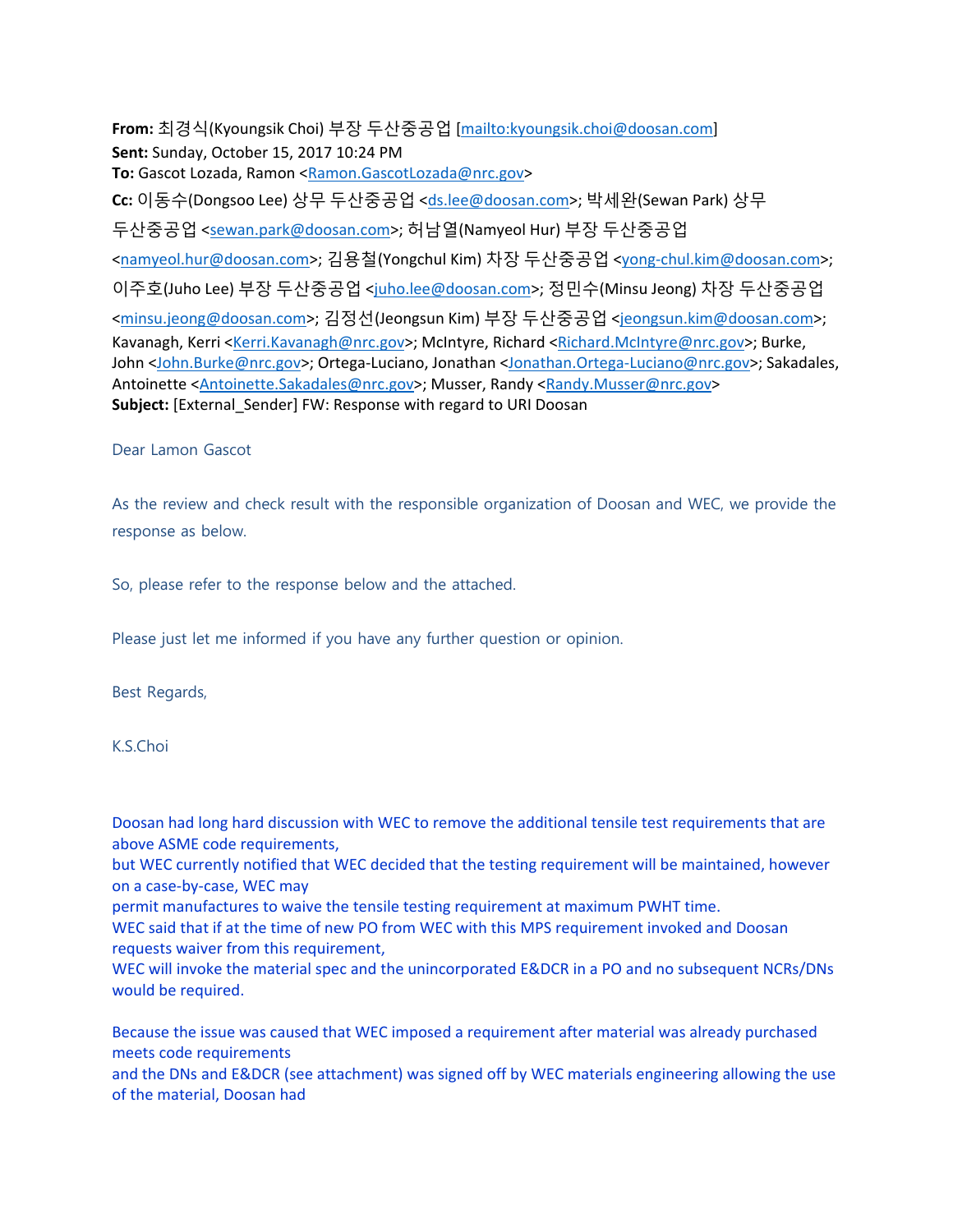**From:** 최경식(Kyoungsik Choi) 부장 두산중공업 [mailto:kyoungsik.choi@doosan.com]
**Sent:** Sunday, October 15, 2017 10:24 PM
**To:** Gascot Lozada, Ramon <Ramon.GascotLozada@nrc.gov>
**Cc:** 이동수(Dongsoo Lee) 상무 두산중공업 <ds.lee@doosan.com>; 박세완(Sewan Park) 상무 두산중공업 <sewan.park@doosan.com>; 허남열(Namyeol Hur) 부장 두산중공업 <namyeol.hur@doosan.com>; 김용철(Yongchul Kim) 차장 두산중공업 <yong-chul.kim@doosan.com>; 이주호(Juho Lee) 부장 두산중공업 <juho.lee@doosan.com>; 정민수(Minsu Jeong) 차장 두산중공업 <minsu.jeong@doosan.com>; 김정선(Jeongsun Kim) 부장 두산중공업 <jeongsun.kim@doosan.com>; Kavanagh, Kerri <Kerri.Kavanagh@nrc.gov>; McIntyre, Richard <Richard.McIntyre@nrc.gov>; Burke, John <John.Burke@nrc.gov>; Ortega-Luciano, Jonathan <Jonathan.Ortega-Luciano@nrc.gov>; Sakadales, Antoinette <Antoinette.Sakadales@nrc.gov>; Musser, Randy <Randy.Musser@nrc.gov>
**Subject:** [External_Sender] FW: Response with regard to URI Doosan

Dear Lamon Gascot

As the review and check result with the responsible organization of Doosan and WEC, we provide the response as below.

So, please refer to the response below and the attached.

Please just let me informed if you have any further question or opinion.

Best Regards,

K.S.Choi

Doosan had long hard discussion with WEC to remove the additional tensile test requirements that are above ASME code requirements,
but WEC currently notified that WEC decided that the testing requirement will be maintained, however on a case-by-case, WEC may
permit manufactures to waive the tensile testing requirement at maximum PWHT time.
WEC said that if at the time of new PO from WEC with this MPS requirement invoked and Doosan requests waiver from this requirement,
WEC will invoke the material spec and the unincorporated E&DCR in a PO and no subsequent NCRs/DNs would be required.

Because the issue was caused that WEC imposed a requirement after material was already purchased meets code requirements
and the DNs and E&DCR (see attachment) was signed off by WEC materials engineering allowing the use of the material, Doosan had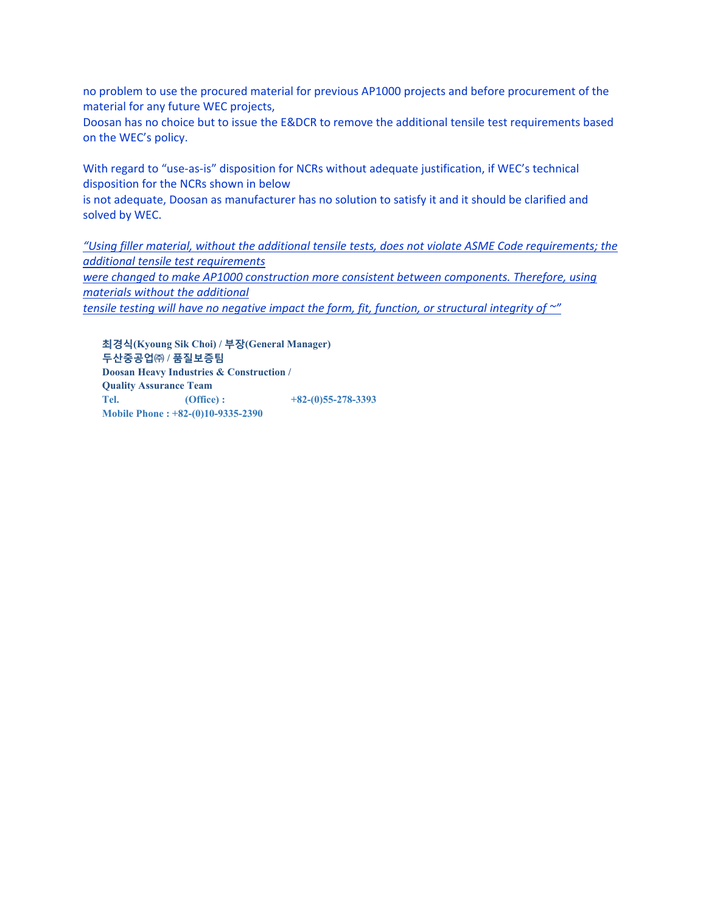no problem to use the procured material for previous AP1000 projects and before procurement of the material for any future WEC projects,
Doosan has no choice but to issue the E&DCR to remove the additional tensile test requirements based on the WEC's policy.

With regard to "use-as-is" disposition for NCRs without adequate justification, if WEC's technical disposition for the NCRs shown in below
is not adequate, Doosan as manufacturer has no solution to satisfy it and it should be clarified and solved by WEC.

*"Using filler material, without the additional tensile tests, does not violate ASME Code requirements; the additional tensile test requirements*
*were changed to make AP1000 construction more consistent between components. Therefore, using materials without the additional*
*tensile testing will have no negative impact the form, fit, function, or structural integrity of ~"*

**최경식(Kyoung Sik Choi) / 부장(General Manager)**
**두산중공업㈜ / 품질보증팀**
**Doosan Heavy Industries & Construction /**
**Quality Assurance Team**
**Tel. (Office) : +82-(0)55-278-3393**
**Mobile Phone : +82-(0)10-9335-2390**